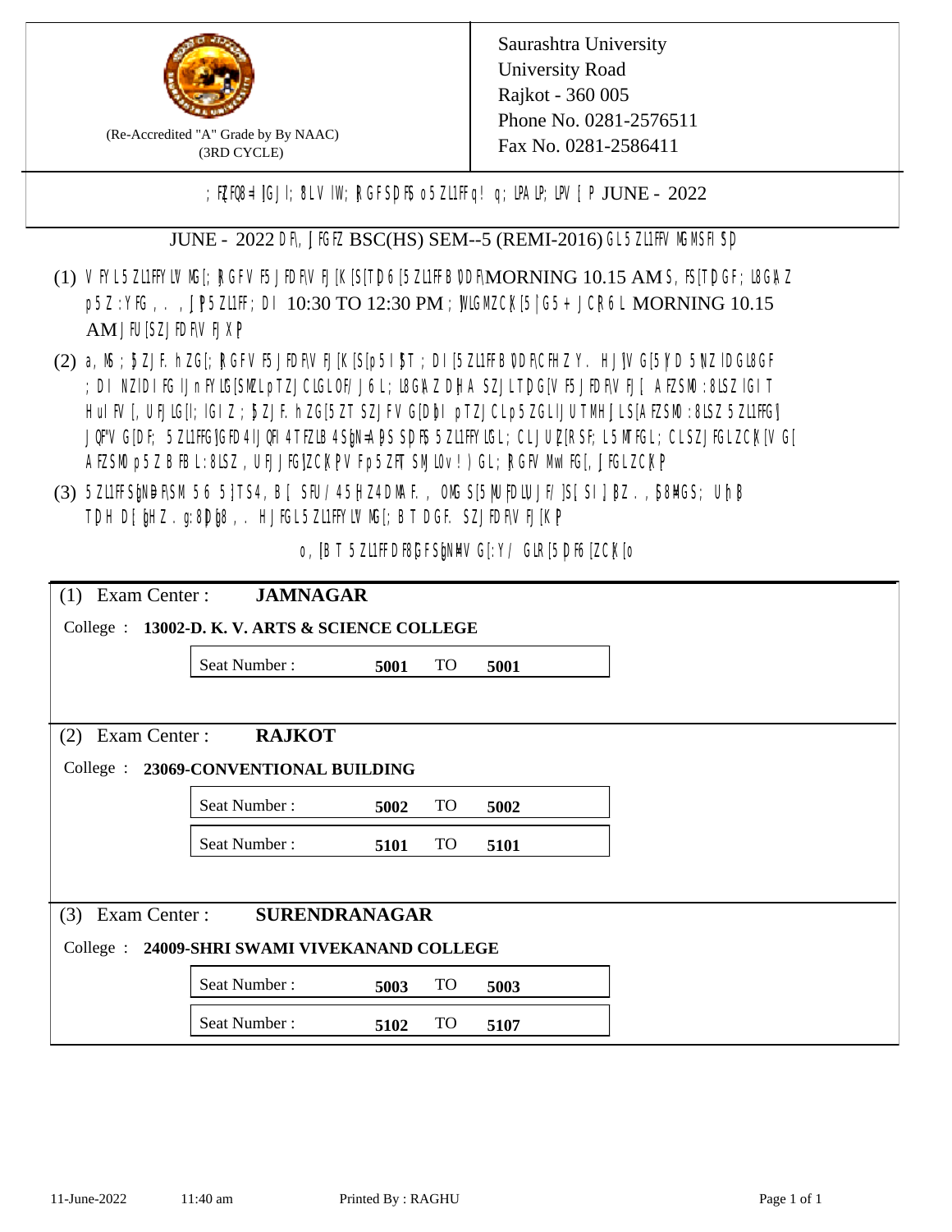(Re-Accredited "A" Grade by By NAAC)
(3RD CYCLE)

Saurashtra University
University Road
Rajkot - 360 005
Phone No. 0281-2576511
Fax No. 0281-2586411

; FZFQ8=]GJ I; 8LV IW; ]RGFSDF5o 5ZL1FFq! q; LPALP; LPV [ P JUNE - 2022

JUNE - 2022 DF\ ,[GFZ BSC(HS) SEM--5 (REMI-2016) GL 5ZL1FFV MGMSFI SD

(1) V FYL 5ZL1FFYLV MG[; ]RGFV F5 JFDF\V FJ[K[S[TD6[5ZL1FFB\0DF\MORNING 10.15 AM S, F[TDGF; L8G\AZ p5Z :YFG , . , JP 5ZL1FF; DI 10:30 TO 12:30 PM ; ]WLGMZC[X[5 ] G5 + JCR6L MORNING 10.15 AM JFU[SZJFDF\V FJXP

(2) a, M; ]5ZJF. hZG[; ]RGFV F5 JFDF\V FJ[K[S[p5I]5T ; DI [5ZL1FFB\0DF\CFHZ Y. HJ]\V G[5]YD 5\NZ lDGL8GF ; DI NZlDI FG IJn FYLG[SMZLp TZJCLGL OF/ J6L; L8G\AZ DHA SZJLTD G[V F5 JFDF\V FJ[ AFZSM0 :8LSZ lGIT HuI FV [, UFJLG[; lGIZ ; ]5ZJF. hZG[5ZT SZJFV G[D\bI pTZJCLp5ZGLIJUTMHJLS[AFZSM0 :8LSZ 5ZL1FFG] JQF"V G[DF; 5ZL1FFG]GFD 4 IJQFI 4 TFZLB 4 S\]N=A\]S SDF\S 5ZL1FFYLGL; CLJU Z[RSF; L5 MTFGL; CLSZJFGLZCX[V G[ AFZSM0 p5Z B FB L:8LSZ , UFJJFG]ZCX[P V Fp5ZFT SMJL0v! )GL; ]RGFV MwI FG[, JFGLZCX[P

(3) 5ZL1FF S\]NDF\SM 56 5]TS4, B [ SFU/ 45HZ4DMAF. , OMG S[5 ]MU FDLUJF/ ]S[ SI ] ]BZ . , ]5 8MGS; UhB TDH D[ ]HZ . g:8D ]8 , . HJFGL 5ZL1FFYLV MG[; B T DGF. SZJFDF\V FJ[K[P

o, [BT 5ZL1FF DF8[GFS\]NMV G[:Y/ GLR[5 DF6[ZCX[o

| (1) Exam Center : | JAMNAGAR | | |
|---|---|---|---|
| College : | 13002-D. K. V. ARTS & SCIENCE COLLEGE | | |
| Seat Number : | 5001 | TO | 5001 |

| (2) Exam Center : | RAJKOT | | |
|---|---|---|---|
| College : | 23069-CONVENTIONAL BUILDING | | |
| Seat Number : | 5002 | TO | 5002 |
| Seat Number : | 5101 | TO | 5101 |

| (3) Exam Center : | SURENDRANAGAR | | |
|---|---|---|---|
| College : | 24009-SHRI SWAMI VIVEKANAND COLLEGE | | |
| Seat Number : | 5003 | TO | 5003 |
| Seat Number : | 5102 | TO | 5107 |

11-June-2022 11:40 am Printed By : RAGHU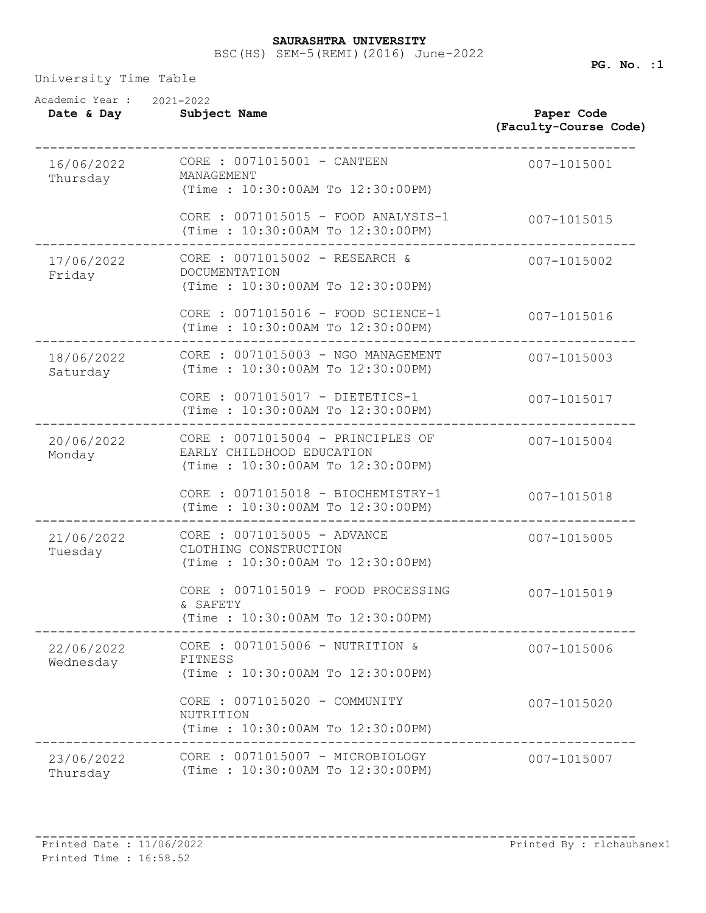**SAURASHTRA UNIVERSITY**

BSC(HS) SEM-5(REMI)(2016) June-2022

University Time Table

Academic Year : 2021-2022

| Date & Day | Subject Name | Paper Code (Faculty-Course Code) |
|---|---|---|
| 16/06/2022 Thursday | CORE : 0071015001 - CANTEEN MANAGEMENT (Time : 10:30:00AM To 12:30:00PM) | 007-1015001 |
| | CORE : 0071015015 - FOOD ANALYSIS-1 (Time : 10:30:00AM To 12:30:00PM) | 007-1015015 |
| 17/06/2022 Friday | CORE : 0071015002 - RESEARCH & DOCUMENTATION (Time : 10:30:00AM To 12:30:00PM) | 007-1015002 |
| | CORE : 0071015016 - FOOD SCIENCE-1 (Time : 10:30:00AM To 12:30:00PM) | 007-1015016 |
| 18/06/2022 Saturday | CORE : 0071015003 - NGO MANAGEMENT (Time : 10:30:00AM To 12:30:00PM) | 007-1015003 |
| | CORE : 0071015017 - DIETETICS-1 (Time : 10:30:00AM To 12:30:00PM) | 007-1015017 |
| 20/06/2022 Monday | CORE : 0071015004 - PRINCIPLES OF EARLY CHILDHOOD EDUCATION (Time : 10:30:00AM To 12:30:00PM) | 007-1015004 |
| | CORE : 0071015018 - BIOCHEMISTRY-1 (Time : 10:30:00AM To 12:30:00PM) | 007-1015018 |
| 21/06/2022 Tuesday | CORE : 0071015005 - ADVANCE CLOTHING CONSTRUCTION (Time : 10:30:00AM To 12:30:00PM) | 007-1015005 |
| | CORE : 0071015019 - FOOD PROCESSING & SAFETY (Time : 10:30:00AM To 12:30:00PM) | 007-1015019 |
| 22/06/2022 Wednesday | CORE : 0071015006 - NUTRITION & FITNESS (Time : 10:30:00AM To 12:30:00PM) | 007-1015006 |
| | CORE : 0071015020 - COMMUNITY NUTRITION (Time : 10:30:00AM To 12:30:00PM) | 007-1015020 |
| 23/06/2022 Thursday | CORE : 0071015007 - MICROBIOLOGY (Time : 10:30:00AM To 12:30:00PM) | 007-1015007 |

Printed Date : 11/06/2022

Printed Time : 16:58.52

Printed By : rlchauhanex1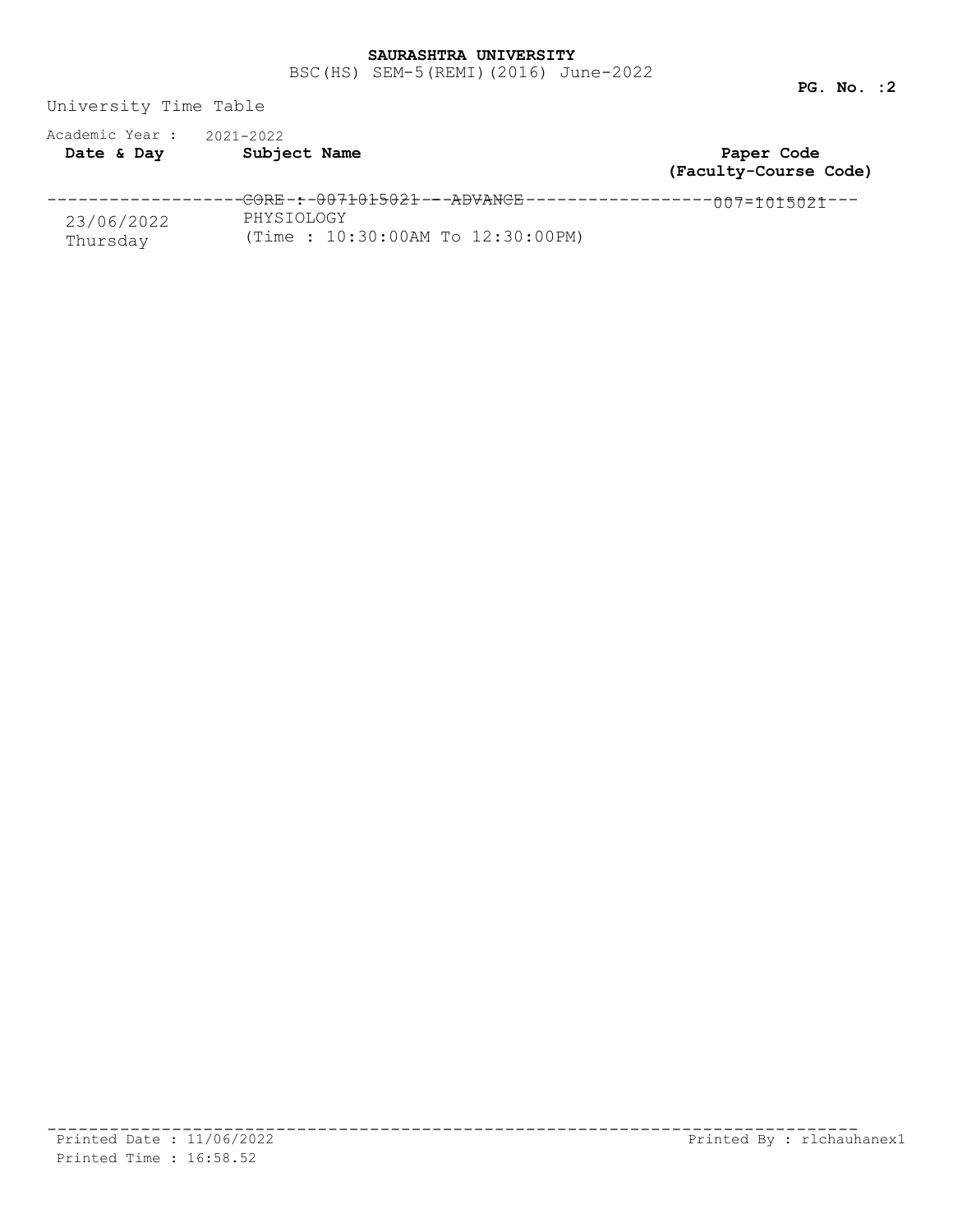**SAURASHTRA UNIVERSITY**

BSC(HS) SEM-5(REMI)(2016) June-2022

University Time Table

Academic Year : 2021-2022

| Date & Day | Subject Name | Paper Code (Faculty-Course Code) |
| --- | --- | --- |
| 23/06/2022 Thursday | CORE : 0071015021 - ADVANCE PHYSIOLOGY (Time : 10:30:00AM To 12:30:00PM) | 007-1015021 |

Printed Date : 11/06/2022

Printed Time : 16:58.52

Printed By : rlchauhanex1